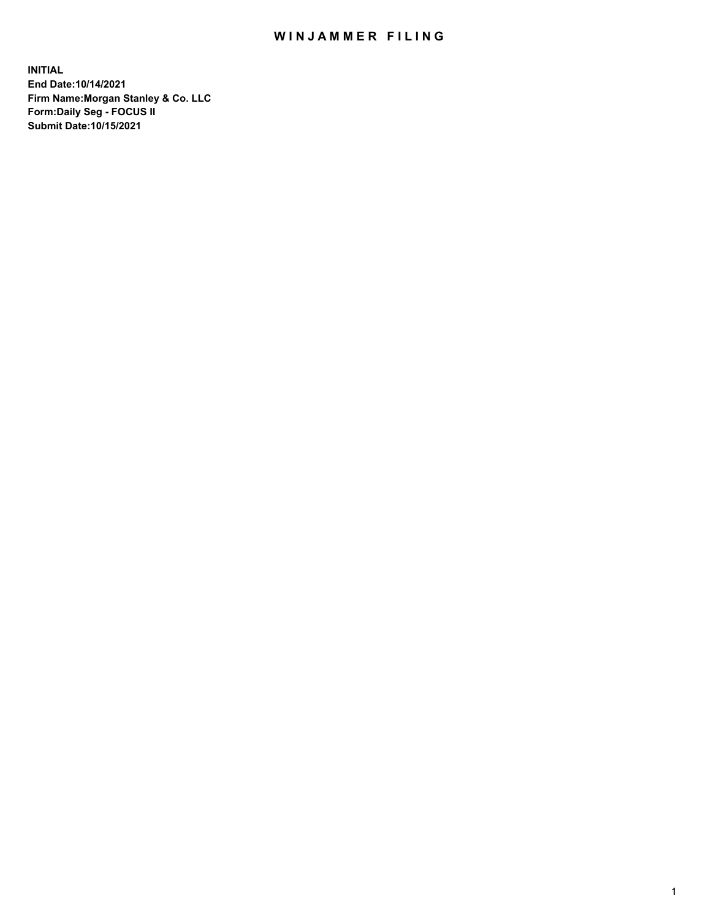# WINJAMMER FILING

**INITIAL**
**End Date:10/14/2021**
**Firm Name:Morgan Stanley & Co. LLC**
**Form:Daily Seg - FOCUS II**
**Submit Date:10/15/2021**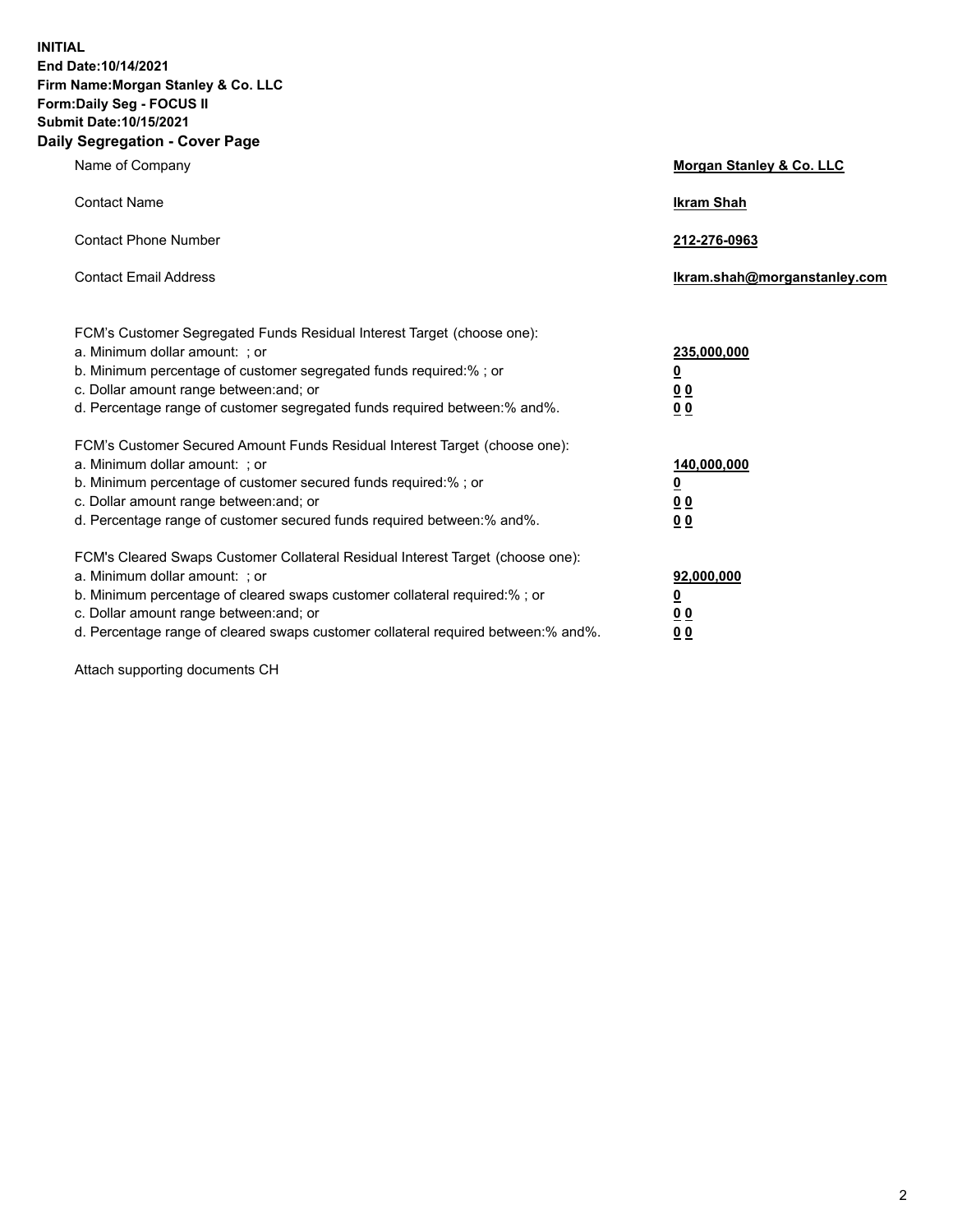**INITIAL**
**End Date:10/14/2021**
**Firm Name:Morgan Stanley & Co. LLC**
**Form:Daily Seg - FOCUS II**
**Submit Date:10/15/2021**
**Daily Segregation - Cover Page**

| | |
|---|---|
| Name of Company | **Morgan Stanley & Co. LLC** |
| Contact Name | **Ikram Shah** |
| Contact Phone Number | **212-276-0963** |
| Contact Email Address | **Ikram.shah@morganstanley.com** |

| | |
|---|---|
| FCM's Customer Segregated Funds Residual Interest Target (choose one): | |
| a. Minimum dollar amount: ; or | **235,000,000** |
| b. Minimum percentage of customer segregated funds required:% ; or | **0** |
| c. Dollar amount range between:and; or | **0 0** |
| d. Percentage range of customer segregated funds required between:% and%. | **0 0** |
| FCM's Customer Secured Amount Funds Residual Interest Target (choose one): | |
| a. Minimum dollar amount: ; or | **140,000,000** |
| b. Minimum percentage of customer secured funds required:% ; or | **0** |
| c. Dollar amount range between:and; or | **0 0** |
| d. Percentage range of customer secured funds required between:% and%. | **0 0** |
| FCM's Cleared Swaps Customer Collateral Residual Interest Target (choose one): | |
| a. Minimum dollar amount: ; or | **92,000,000** |
| b. Minimum percentage of cleared swaps customer collateral required:% ; or | **0** |
| c. Dollar amount range between:and; or | **0 0** |
| d. Percentage range of cleared swaps customer collateral required between:% and%. | **0 0** |

Attach supporting documents CH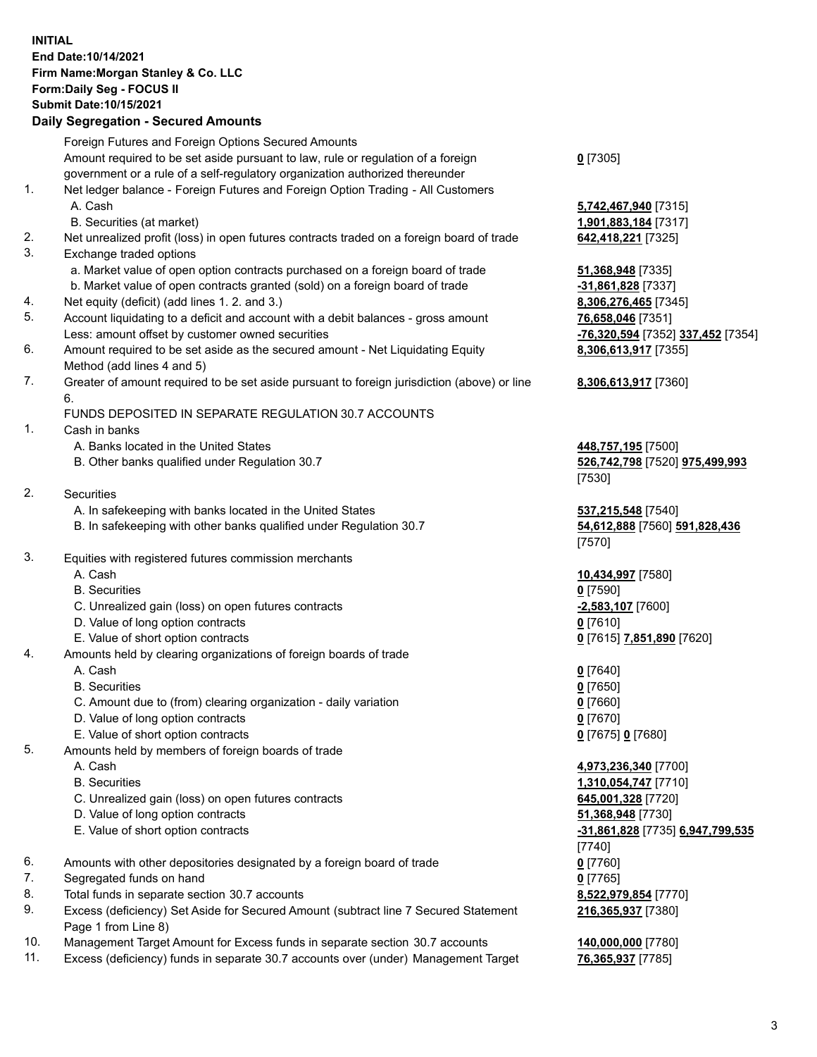**INITIAL**
**End Date:10/14/2021**
**Firm Name:Morgan Stanley & Co. LLC**
**Form:Daily Seg - FOCUS II**
**Submit Date:10/15/2021**
**Daily Segregation - Secured Amounts**

| | | |
|---|---|---|
| | Foreign Futures and Foreign Options Secured Amounts | |
| | Amount required to be set aside pursuant to law, rule or regulation of a foreign government or a rule of a self-regulatory organization authorized thereunder | **0** [7305] |
| 1. | Net ledger balance - Foreign Futures and Foreign Option Trading - All Customers | |
| | A. Cash | **5,742,467,940** [7315] |
| | B. Securities (at market) | **1,901,883,184** [7317] |
| 2. | Net unrealized profit (loss) in open futures contracts traded on a foreign board of trade | **642,418,221** [7325] |
| 3. | Exchange traded options | |
| | a. Market value of open option contracts purchased on a foreign board of trade | **51,368,948** [7335] |
| | b. Market value of open contracts granted (sold) on a foreign board of trade | **-31,861,828** [7337] |
| 4. | Net equity (deficit) (add lines 1. 2. and 3.) | **8,306,276,465** [7345] |
| 5. | Account liquidating to a deficit and account with a debit balances - gross amount | **76,658,046** [7351] |
| | Less: amount offset by customer owned securities | **-76,320,594** [7352] **337,452** [7354] |
| 6. | Amount required to be set aside as the secured amount - Net Liquidating Equity Method (add lines 4 and 5) | **8,306,613,917** [7355] |
| 7. | Greater of amount required to be set aside pursuant to foreign jurisdiction (above) or line 6. | **8,306,613,917** [7360] |
| | FUNDS DEPOSITED IN SEPARATE REGULATION 30.7 ACCOUNTS | |
| 1. | Cash in banks | |
| | A. Banks located in the United States | **448,757,195** [7500] |
| | B. Other banks qualified under Regulation 30.7 | **526,742,798** [7520] **975,499,993** [7530] |
| 2. | Securities | |
| | A. In safekeeping with banks located in the United States | **537,215,548** [7540] |
| | B. In safekeeping with other banks qualified under Regulation 30.7 | **54,612,888** [7560] **591,828,436** [7570] |
| 3. | Equities with registered futures commission merchants | |
| | A. Cash | **10,434,997** [7580] |
| | B. Securities | **0** [7590] |
| | C. Unrealized gain (loss) on open futures contracts | **-2,583,107** [7600] |
| | D. Value of long option contracts | **0** [7610] |
| | E. Value of short option contracts | **0** [7615] **7,851,890** [7620] |
| 4. | Amounts held by clearing organizations of foreign boards of trade | |
| | A. Cash | **0** [7640] |
| | B. Securities | **0** [7650] |
| | C. Amount due to (from) clearing organization - daily variation | **0** [7660] |
| | D. Value of long option contracts | **0** [7670] |
| | E. Value of short option contracts | **0** [7675] **0** [7680] |
| 5. | Amounts held by members of foreign boards of trade | |
| | A. Cash | **4,973,236,340** [7700] |
| | B. Securities | **1,310,054,747** [7710] |
| | C. Unrealized gain (loss) on open futures contracts | **645,001,328** [7720] |
| | D. Value of long option contracts | **51,368,948** [7730] |
| | E. Value of short option contracts | **-31,861,828** [7735] **6,947,799,535** [7740] |
| 6. | Amounts with other depositories designated by a foreign board of trade | **0** [7760] |
| 7. | Segregated funds on hand | **0** [7765] |
| 8. | Total funds in separate section 30.7 accounts | **8,522,979,854** [7770] |
| 9. | Excess (deficiency) Set Aside for Secured Amount (subtract line 7 Secured Statement Page 1 from Line 8) | **216,365,937** [7380] |
| 10. | Management Target Amount for Excess funds in separate section 30.7 accounts | **140,000,000** [7780] |
| 11. | Excess (deficiency) funds in separate 30.7 accounts over (under) Management Target | **76,365,937** [7785] |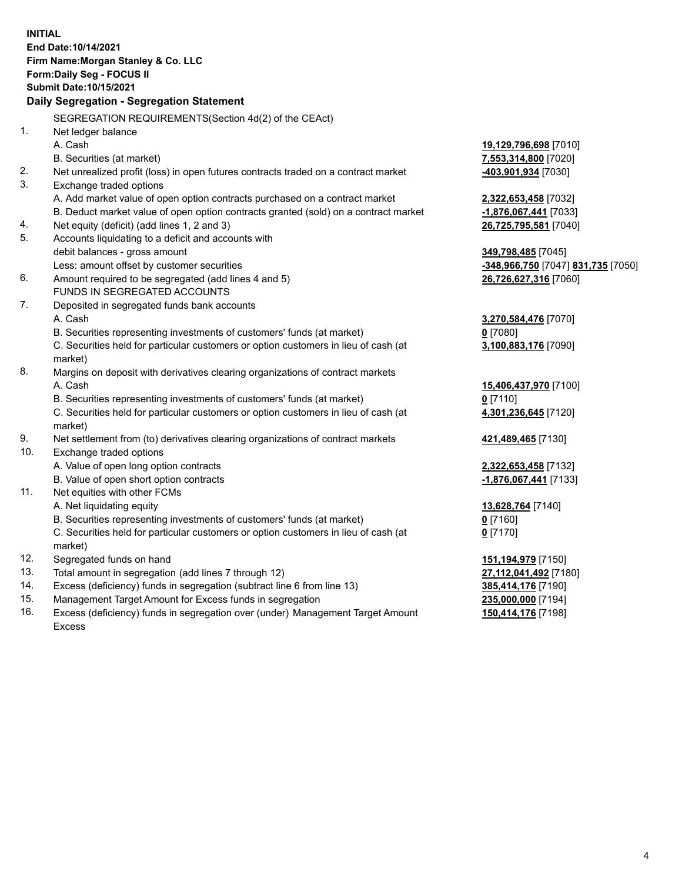**INITIAL**
**End Date:10/14/2021**
**Firm Name:Morgan Stanley & Co. LLC**
**Form:Daily Seg - FOCUS II**
**Submit Date:10/15/2021**

**Daily Segregation - Segregation Statement**

SEGREGATION REQUIREMENTS(Section 4d(2) of the CEAct)

| | | |
|---|---|---|
| 1. | Net ledger balance | |
| | A. Cash | **19,129,796,698** [7010] |
| | B. Securities (at market) | **7,553,314,800** [7020] |
| 2. | Net unrealized profit (loss) in open futures contracts traded on a contract market | **-403,901,934** [7030] |
| 3. | Exchange traded options | |
| | A. Add market value of open option contracts purchased on a contract market | **2,322,653,458** [7032] |
| | B. Deduct market value of open option contracts granted (sold) on a contract market | **-1,876,067,441** [7033] |
| 4. | Net equity (deficit) (add lines 1, 2 and 3) | **26,725,795,581** [7040] |
| 5. | Accounts liquidating to a deficit and accounts with | |
| | debit balances - gross amount | **349,798,485** [7045] |
| | Less: amount offset by customer securities | **-348,966,750** [7047] **831,735** [7050] |
| 6. | Amount required to be segregated (add lines 4 and 5) | **26,726,627,316** [7060] |
| | FUNDS IN SEGREGATED ACCOUNTS | |
| 7. | Deposited in segregated funds bank accounts | |
| | A. Cash | **3,270,584,476** [7070] |
| | B. Securities representing investments of customers' funds (at market) | **0** [7080] |
| | C. Securities held for particular customers or option customers in lieu of cash (at market) | **3,100,883,176** [7090] |
| 8. | Margins on deposit with derivatives clearing organizations of contract markets | |
| | A. Cash | **15,406,437,970** [7100] |
| | B. Securities representing investments of customers' funds (at market) | **0** [7110] |
| | C. Securities held for particular customers or option customers in lieu of cash (at market) | **4,301,236,645** [7120] |
| 9. | Net settlement from (to) derivatives clearing organizations of contract markets | **421,489,465** [7130] |
| 10. | Exchange traded options | |
| | A. Value of open long option contracts | **2,322,653,458** [7132] |
| | B. Value of open short option contracts | **-1,876,067,441** [7133] |
| 11. | Net equities with other FCMs | |
| | A. Net liquidating equity | **13,628,764** [7140] |
| | B. Securities representing investments of customers' funds (at market) | **0** [7160] |
| | C. Securities held for particular customers or option customers in lieu of cash (at market) | **0** [7170] |
| 12. | Segregated funds on hand | **151,194,979** [7150] |
| 13. | Total amount in segregation (add lines 7 through 12) | **27,112,041,492** [7180] |
| 14. | Excess (deficiency) funds in segregation (subtract line 6 from line 13) | **385,414,176** [7190] |
| 15. | Management Target Amount for Excess funds in segregation | **235,000,000** [7194] |
| 16. | Excess (deficiency) funds in segregation over (under) Management Target Amount Excess | **150,414,176** [7198] |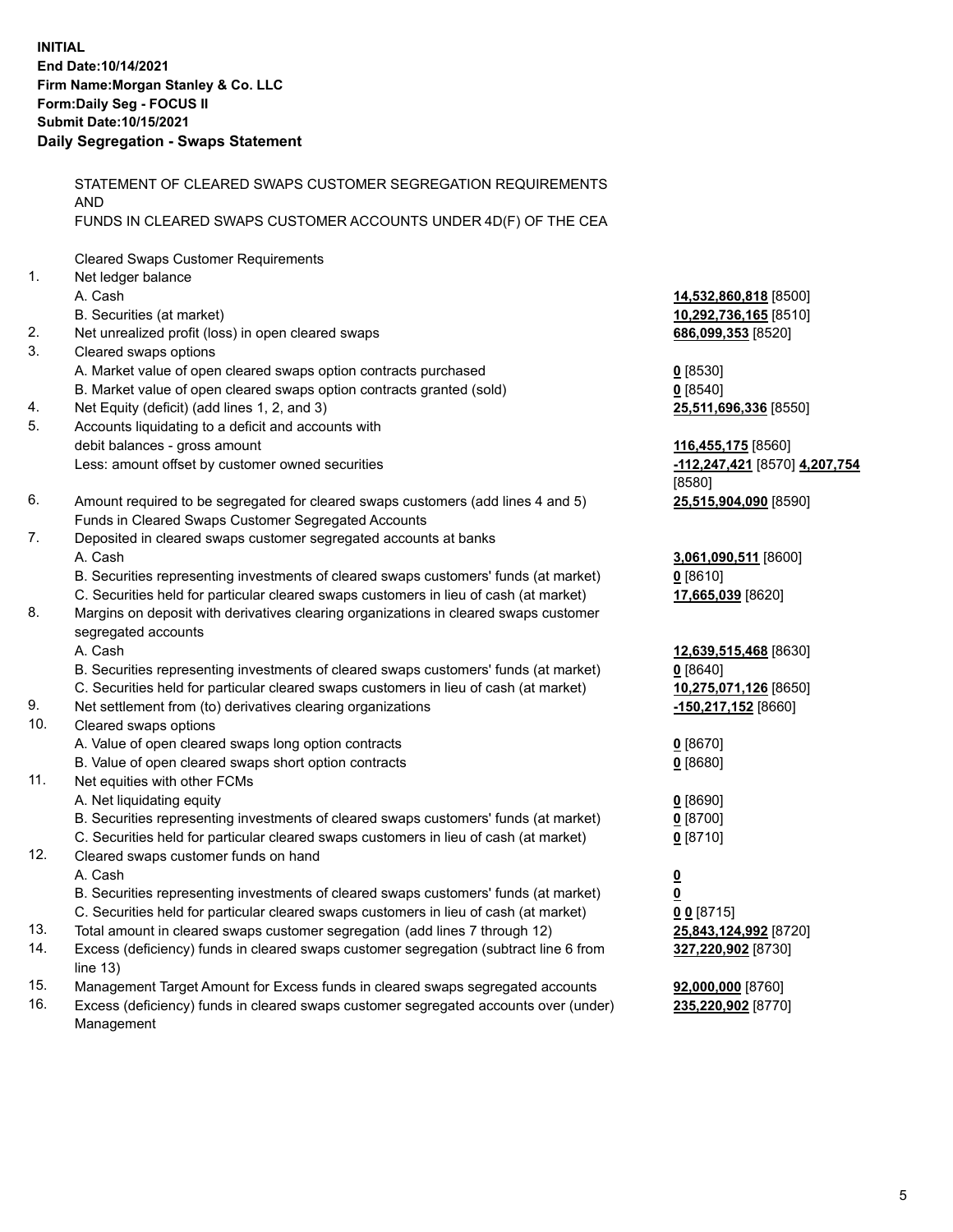**INITIAL**
**End Date:10/14/2021**
**Firm Name:Morgan Stanley & Co. LLC**
**Form:Daily Seg - FOCUS II**
**Submit Date:10/15/2021**
**Daily Segregation - Swaps Statement**

STATEMENT OF CLEARED SWAPS CUSTOMER SEGREGATION REQUIREMENTS AND FUNDS IN CLEARED SWAPS CUSTOMER ACCOUNTS UNDER 4D(F) OF THE CEA

| | | |
|---|---|---|
| | Cleared Swaps Customer Requirements | |
| 1. | Net ledger balance | |
| | A. Cash | **14,532,860,818** [8500] |
| | B. Securities (at market) | **10,292,736,165** [8510] |
| 2. | Net unrealized profit (loss) in open cleared swaps | **686,099,353** [8520] |
| 3. | Cleared swaps options | |
| | A. Market value of open cleared swaps option contracts purchased | **0** [8530] |
| | B. Market value of open cleared swaps option contracts granted (sold) | **0** [8540] |
| 4. | Net Equity (deficit) (add lines 1, 2, and 3) | **25,511,696,336** [8550] |
| 5. | Accounts liquidating to a deficit and accounts with debit balances - gross amount | **116,455,175** [8560] |
| | Less: amount offset by customer owned securities | **-112,247,421** [8570] **4,207,754** [8580] |
| 6. | Amount required to be segregated for cleared swaps customers (add lines 4 and 5) | **25,515,904,090** [8590] |
| | Funds in Cleared Swaps Customer Segregated Accounts | |
| 7. | Deposited in cleared swaps customer segregated accounts at banks | |
| | A. Cash | **3,061,090,511** [8600] |
| | B. Securities representing investments of cleared swaps customers' funds (at market) | **0** [8610] |
| | C. Securities held for particular cleared swaps customers in lieu of cash (at market) | **17,665,039** [8620] |
| 8. | Margins on deposit with derivatives clearing organizations in cleared swaps customer segregated accounts | |
| | A. Cash | **12,639,515,468** [8630] |
| | B. Securities representing investments of cleared swaps customers' funds (at market) | **0** [8640] |
| | C. Securities held for particular cleared swaps customers in lieu of cash (at market) | **10,275,071,126** [8650] |
| 9. | Net settlement from (to) derivatives clearing organizations | **-150,217,152** [8660] |
| 10. | Cleared swaps options | |
| | A. Value of open cleared swaps long option contracts | **0** [8670] |
| | B. Value of open cleared swaps short option contracts | **0** [8680] |
| 11. | Net equities with other FCMs | |
| | A. Net liquidating equity | **0** [8690] |
| | B. Securities representing investments of cleared swaps customers' funds (at market) | **0** [8700] |
| | C. Securities held for particular cleared swaps customers in lieu of cash (at market) | **0** [8710] |
| 12. | Cleared swaps customer funds on hand | |
| | A. Cash | **0** |
| | B. Securities representing investments of cleared swaps customers' funds (at market) | **0** |
| | C. Securities held for particular cleared swaps customers in lieu of cash (at market) | **0** **0** [8715] |
| 13. | Total amount in cleared swaps customer segregation (add lines 7 through 12) | **25,843,124,992** [8720] |
| 14. | Excess (deficiency) funds in cleared swaps customer segregation (subtract line 6 from line 13) | **327,220,902** [8730] |
| 15. | Management Target Amount for Excess funds in cleared swaps segregated accounts | **92,000,000** [8760] |
| 16. | Excess (deficiency) funds in cleared swaps customer segregated accounts over (under) Management | **235,220,902** [8770] |